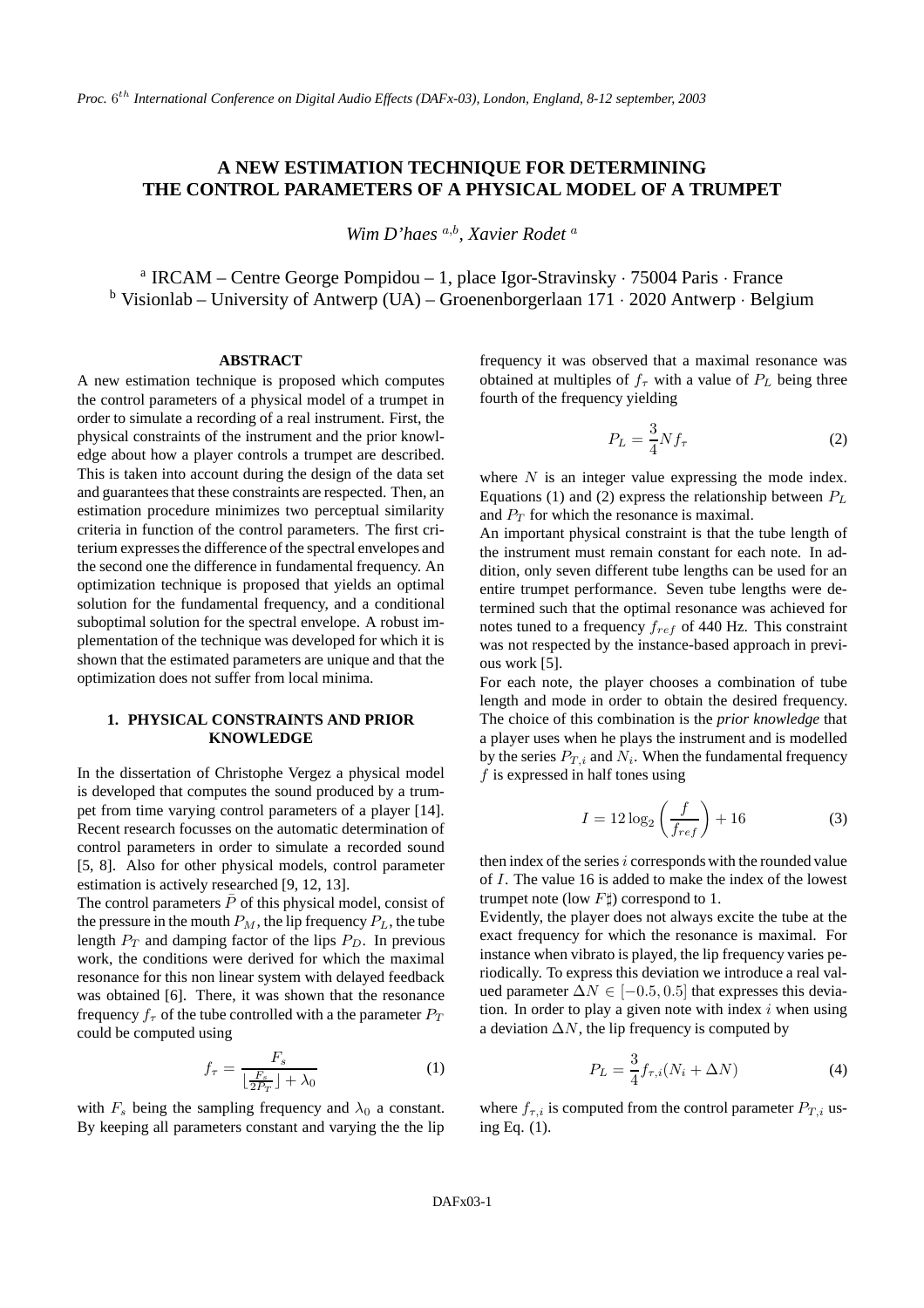# A NEW ESTIMATION TECHNIQUE FOR DETERMINING THE CONTROL PARAMETERS OF A PHYSICAL MODEL OF A TRUMPET

*Wim D'haes [a,b], Xavier Rodet [a]*

[a] IRCAM – Centre George Pompidou – 1, place Igor-Stravinsky · 75004 Paris · France
[b] Visionlab – University of Antwerp (UA) – Groenenborgerlaan 171 · 2020 Antwerp · Belgium

## ABSTRACT

A new estimation technique is proposed which computes the control parameters of a physical model of a trumpet in order to simulate a recording of a real instrument. First, the physical constraints of the instrument and the prior knowledge about how a player controls a trumpet are described. This is taken into account during the design of the data set and guarantees that these constraints are respected. Then, an estimation procedure minimizes two perceptual similarity criteria in function of the control parameters. The first criterium expresses the difference of the spectral envelopes and the second one the difference in fundamental frequency. An optimization technique is proposed that yields an optimal solution for the fundamental frequency, and a conditional suboptimal solution for the spectral envelope. A robust implementation of the technique was developed for which it is shown that the estimated parameters are unique and that the optimization does not suffer from local minima.

## 1. PHYSICAL CONSTRAINTS AND PRIOR KNOWLEDGE

In the dissertation of Christophe Vergez a physical model is developed that computes the sound produced by a trumpet from time varying control parameters of a player [14]. Recent research focusses on the automatic determination of control parameters in order to simulate a recorded sound [5, 8]. Also for other physical models, control parameter estimation is actively researched [9, 12, 13].

The control parameters $\bar{P}$ of this physical model, consist of the pressure in the mouth $P_M$, the lip frequency $P_L$, the tube length $P_T$ and damping factor of the lips $P_D$. In previous work, the conditions were derived for which the maximal resonance for this non linear system with delayed feedback was obtained [6]. There, it was shown that the resonance frequency $f_\tau$ of the tube controlled with a the parameter $P_T$ could be computed using

$$f_\tau = \frac{F_s}{\lfloor \frac{F_s}{2P_T} \rfloor + \lambda_0} \tag{1}$$

with $F_s$ being the sampling frequency and $\lambda_0$ a constant. By keeping all parameters constant and varying the the lip frequency it was observed that a maximal resonance was obtained at multiples of $f_\tau$ with a value of $P_L$ being three fourth of the frequency yielding

$$P_L = \frac{3}{4} N f_\tau \tag{2}$$

where $N$ is an integer value expressing the mode index. Equations (1) and (2) express the relationship between $P_L$ and $P_T$ for which the resonance is maximal.

An important physical constraint is that the tube length of the instrument must remain constant for each note. In addition, only seven different tube lengths can be used for an entire trumpet performance. Seven tube lengths were determined such that the optimal resonance was achieved for notes tuned to a frequency $f_{ref}$ of 440 Hz. This constraint was not respected by the instance-based approach in previous work [5].

For each note, the player chooses a combination of tube length and mode in order to obtain the desired frequency. The choice of this combination is the *prior knowledge* that a player uses when he plays the instrument and is modelled by the series $P_{T,i}$ and $N_i$. When the fundamental frequency $f$ is expressed in half tones using

$$I = 12 \log_2 \left( \frac{f}{f_{ref}} \right) + 16 \tag{3}$$

then index of the series $i$ corresponds with the rounded value of $I$. The value 16 is added to make the index of the lowest trumpet note (low $F\sharp$) correspond to 1.

Evidently, the player does not always excite the tube at the exact frequency for which the resonance is maximal. For instance when vibrato is played, the lip frequency varies periodically. To express this deviation we introduce a real valued parameter $\Delta N \in [-0.5, 0.5]$ that expresses this deviation. In order to play a given note with index $i$ when using a deviation $\Delta N$, the lip frequency is computed by

$$P_L = \frac{3}{4} f_{\tau,i} (N_i + \Delta N) \tag{4}$$

where $f_{\tau,i}$ is computed from the control parameter $P_{T,i}$ using Eq. (1).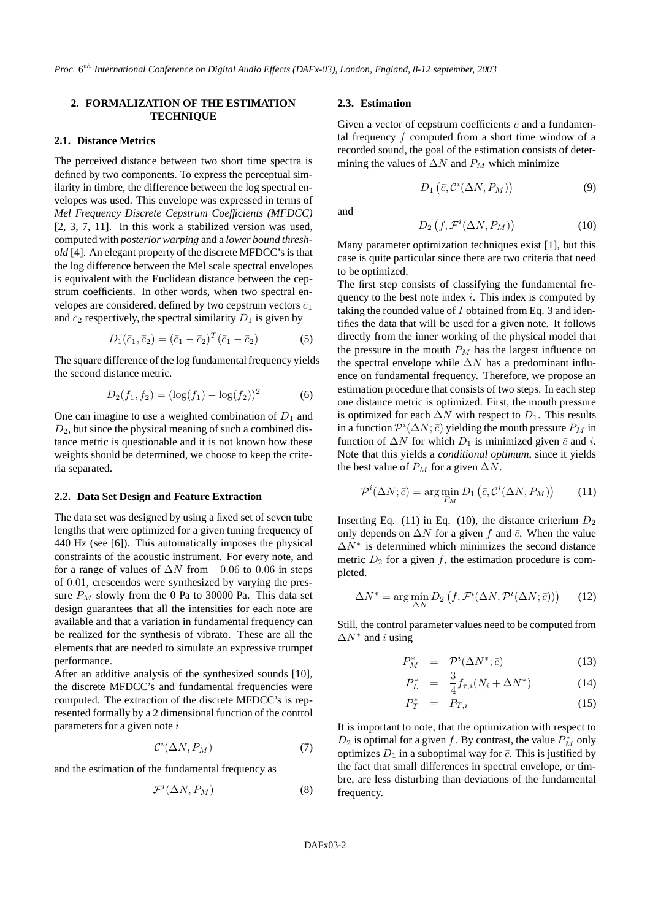## 2. FORMALIZATION OF THE ESTIMATION TECHNIQUE

### 2.1. Distance Metrics

The perceived distance between two short time spectra is defined by two components. To express the perceptual similarity in timbre, the difference between the log spectral envelopes was used. This envelope was expressed in terms of *Mel Frequency Discrete Cepstrum Coefficients (MFDCC)* [2, 3, 7, 11]. In this work a stabilized version was used, computed with *posterior warping* and a *lower bound threshold* [4]. An elegant property of the discrete MFDCC's is that the log difference between the Mel scale spectral envelopes is equivalent with the Euclidean distance between the cepstrum coefficients. In other words, when two spectral envelopes are considered, defined by two cepstrum vectors $\bar{c}_1$ and $\bar{c}_2$ respectively, the spectral similarity $D_1$ is given by

$$D_1(\bar{c}_1, \bar{c}_2) = (\bar{c}_1 - \bar{c}_2)^T(\bar{c}_1 - \bar{c}_2) \tag{5}$$

The square difference of the log fundamental frequency yields the second distance metric.

$$D_2(f_1, f_2) = (\log(f_1) - \log(f_2))^2 \tag{6}$$

One can imagine to use a weighted combination of $D_1$ and $D_2$, but since the physical meaning of such a combined distance metric is questionable and it is not known how these weights should be determined, we choose to keep the criteria separated.

### 2.2. Data Set Design and Feature Extraction

The data set was designed by using a fixed set of seven tube lengths that were optimized for a given tuning frequency of 440 Hz (see [6]). This automatically imposes the physical constraints of the acoustic instrument. For every note, and for a range of values of $\Delta N$ from $-0.06$ to $0.06$ in steps of $0.01$, crescendos were synthesized by varying the pressure $P_M$ slowly from the 0 Pa to 30000 Pa. This data set design guarantees that all the intensities for each note are available and that a variation in fundamental frequency can be realized for the synthesis of vibrato. These are all the elements that are needed to simulate an expressive trumpet performance.

After an additive analysis of the synthesized sounds [10], the discrete MFDCC's and fundamental frequencies were computed. The extraction of the discrete MFDCC's is represented formally by a 2 dimensional function of the control parameters for a given note $i$

$$\mathcal{C}^i(\Delta N, P_M) \tag{7}$$

and the estimation of the fundamental frequency as

$$\mathcal{F}^i(\Delta N, P_M) \tag{8}$$

### 2.3. Estimation

Given a vector of cepstrum coefficients $\bar{c}$ and a fundamental frequency $f$ computed from a short time window of a recorded sound, the goal of the estimation consists of determining the values of $\Delta N$ and $P_M$ which minimize

$$D_1\left(\bar{c}, \mathcal{C}^i(\Delta N, P_M)\right) \tag{9}$$

and

$$D_2\left(f, \mathcal{F}^i(\Delta N, P_M)\right) \tag{10}$$

Many parameter optimization techniques exist [1], but this case is quite particular since there are two criteria that need to be optimized.

The first step consists of classifying the fundamental frequency to the best note index $i$. This index is computed by taking the rounded value of $I$ obtained from Eq. 3 and identifies the data that will be used for a given note. It follows directly from the inner working of the physical model that the pressure in the mouth $P_M$ has the largest influence on the spectral envelope while $\Delta N$ has a predominant influence on fundamental frequency. Therefore, we propose an estimation procedure that consists of two steps. In each step one distance metric is optimized. First, the mouth pressure is optimized for each $\Delta N$ with respect to $D_1$. This results in a function $\mathcal{P}^i(\Delta N; \bar{c})$ yielding the mouth pressure $P_M$ in function of $\Delta N$ for which $D_1$ is minimized given $\bar{c}$ and $i$. Note that this yields a *conditional optimum*, since it yields the best value of $P_M$ for a given $\Delta N$.

$$\mathcal{P}^i(\Delta N; \bar{c}) = \arg\min_{P_M} D_1\left(\bar{c}, \mathcal{C}^i(\Delta N, P_M)\right) \tag{11}$$

Inserting Eq. (11) in Eq. (10), the distance criterium $D_2$ only depends on $\Delta N$ for a given $f$ and $\bar{c}$. When the value $\Delta N^*$ is determined which minimizes the second distance metric $D_2$ for a given $f$, the estimation procedure is completed.

$$\Delta N^* = \arg\min_{\Delta N} D_2\left(f, \mathcal{F}^i(\Delta N, \mathcal{P}^i(\Delta N; \bar{c}))\right) \tag{12}$$

Still, the control parameter values need to be computed from $\Delta N^*$ and $i$ using

$$P_M^* = \mathcal{P}^i(\Delta N^*; \bar{c}) \tag{13}$$

$$P_L^* = \frac{3}{4} f_{\tau,i}(N_i + \Delta N^*) \tag{14}$$

$$P_T^* = P_{T,i} \tag{15}$$

It is important to note, that the optimization with respect to $D_2$ is optimal for a given $f$. By contrast, the value $P_M^*$ only optimizes $D_1$ in a suboptimal way for $\bar{c}$. This is justified by the fact that small differences in spectral envelope, or timbre, are less disturbing than deviations of the fundamental frequency.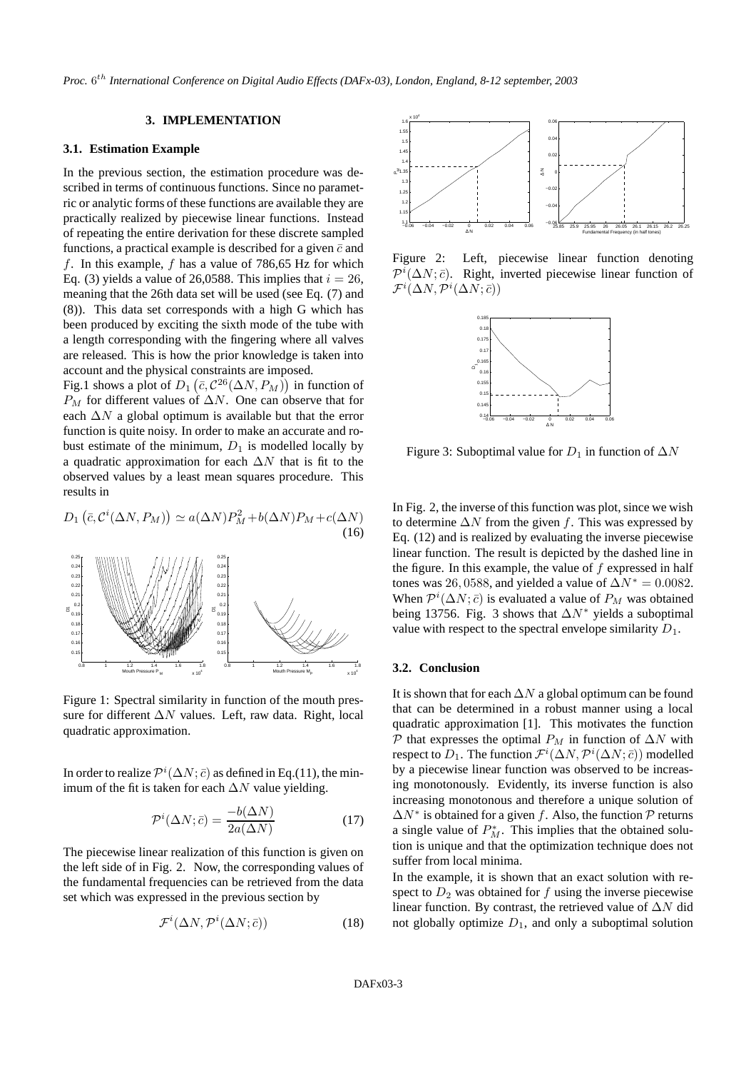## 3. IMPLEMENTATION

### 3.1. Estimation Example

In the previous section, the estimation procedure was described in terms of continuous functions. Since no parametric or analytic forms of these functions are available they are practically realized by piecewise linear functions. Instead of repeating the entire derivation for these discrete sampled functions, a practical example is described for a given $\bar{c}$ and $f$. In this example, $f$ has a value of 786,65 Hz for which Eq. (3) yields a value of 26,0588. This implies that $i = 26$, meaning that the 26th data set will be used (see Eq. (7) and (8)). This data set corresponds with a high G which has been produced by exciting the sixth mode of the tube with a length corresponding with the fingering where all valves are released. This is how the prior knowledge is taken into account and the physical constraints are imposed.

Fig.1 shows a plot of $D_1\left(\bar{c}, \mathcal{C}^{26}(\Delta N, P_M)\right)$ in function of $P_M$ for different values of $\Delta N$. One can observe that for each $\Delta N$ a global optimum is available but that the error function is quite noisy. In order to make an accurate and robust estimate of the minimum, $D_1$ is modelled locally by a quadratic approximation for each $\Delta N$ that is fit to the observed values by a least mean squares procedure. This results in

$$D_1\left(\bar{c}, \mathcal{C}^i(\Delta N, P_M)\right) \simeq a(\Delta N)P_M^2 + b(\Delta N)P_M + c(\Delta N) \tag{16}$$

Figure 1: Spectral similarity in function of the mouth pressure for different $\Delta N$ values. Left, raw data. Right, local quadratic approximation.

In order to realize $\mathcal{P}^i(\Delta N; \bar{c})$ as defined in Eq.(11), the minimum of the fit is taken for each $\Delta N$ value yielding.

$$\mathcal{P}^i(\Delta N; \bar{c}) = \frac{-b(\Delta N)}{2a(\Delta N)} \tag{17}$$

The piecewise linear realization of this function is given on the left side of in Fig. 2. Now, the corresponding values of the fundamental frequencies can be retrieved from the data set which was expressed in the previous section by

$$\mathcal{F}^i(\Delta N, \mathcal{P}^i(\Delta N; \bar{c})) \tag{18}$$

Figure 2: Left, piecewise linear function denoting $\mathcal{P}^i(\Delta N; \bar{c})$. Right, inverted piecewise linear function of $\mathcal{F}^i(\Delta N, \mathcal{P}^i(\Delta N; \bar{c}))$

Figure 3: Suboptimal value for $D_1$ in function of $\Delta N$

In Fig. 2, the inverse of this function was plot, since we wish to determine $\Delta N$ from the given $f$. This was expressed by Eq. (12) and is realized by evaluating the inverse piecewise linear function. The result is depicted by the dashed line in the figure. In this example, the value of $f$ expressed in half tones was $26, 0588$, and yielded a value of $\Delta N^* = 0.0082$. When $\mathcal{P}^i(\Delta N; \bar{c})$ is evaluated a value of $P_M$ was obtained being 13756. Fig. 3 shows that $\Delta N^*$ yields a suboptimal value with respect to the spectral envelope similarity $D_1$.

### 3.2. Conclusion

It is shown that for each $\Delta N$ a global optimum can be found that can be determined in a robust manner using a local quadratic approximation [1]. This motivates the function $\mathcal{P}$ that expresses the optimal $P_M$ in function of $\Delta N$ with respect to $D_1$. The function $\mathcal{F}^i(\Delta N, \mathcal{P}^i(\Delta N; \bar{c}))$ modelled by a piecewise linear function was observed to be increasing monotonously. Evidently, its inverse function is also increasing monotonous and therefore a unique solution of $\Delta N^*$ is obtained for a given $f$. Also, the function $\mathcal{P}$ returns a single value of $P_M^*$. This implies that the obtained solution is unique and that the optimization technique does not suffer from local minima.

In the example, it is shown that an exact solution with respect to $D_2$ was obtained for $f$ using the inverse piecewise linear function. By contrast, the retrieved value of $\Delta N$ did not globally optimize $D_1$, and only a suboptimal solution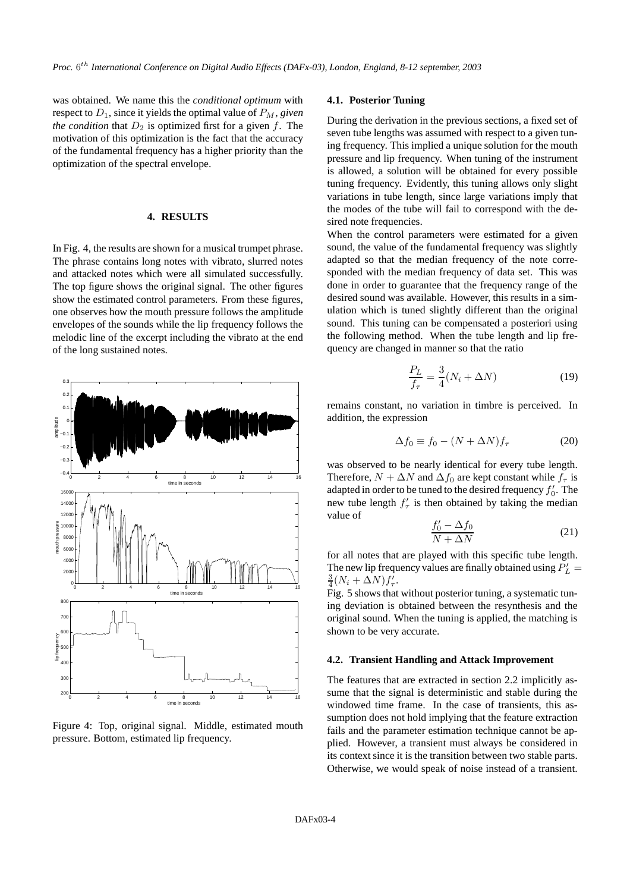was obtained. We name this the *conditional optimum* with respect to $D_1$, since it yields the optimal value of $P_M$, *given the condition* that $D_2$ is optimized first for a given $f$. The motivation of this optimization is the fact that the accuracy of the fundamental frequency has a higher priority than the optimization of the spectral envelope.

## 4. RESULTS

In Fig. 4, the results are shown for a musical trumpet phrase. The phrase contains long notes with vibrato, slurred notes and attacked notes which were all simulated successfully. The top figure shows the original signal. The other figures show the estimated control parameters. From these figures, one observes how the mouth pressure follows the amplitude envelopes of the sounds while the lip frequency follows the melodic line of the excerpt including the vibrato at the end of the long sustained notes.

Figure 4: Top, original signal. Middle, estimated mouth pressure. Bottom, estimated lip frequency.

### 4.1. Posterior Tuning

During the derivation in the previous sections, a fixed set of seven tube lengths was assumed with respect to a given tuning frequency. This implied a unique solution for the mouth pressure and lip frequency. When tuning of the instrument is allowed, a solution will be obtained for every possible tuning frequency. Evidently, this tuning allows only slight variations in tube length, since large variations imply that the modes of the tube will fail to correspond with the desired note frequencies.

When the control parameters were estimated for a given sound, the value of the fundamental frequency was slightly adapted so that the median frequency of the note corresponded with the median frequency of data set. This was done in order to guarantee that the frequency range of the desired sound was available. However, this results in a simulation which is tuned slightly different than the original sound. This tuning can be compensated a posteriori using the following method. When the tube length and lip frequency are changed in manner so that the ratio

$$\frac{P_L}{f_\tau} = \frac{3}{4}(N_i + \Delta N) \tag{19}$$

remains constant, no variation in timbre is perceived. In addition, the expression

$$\Delta f_0 \equiv f_0 - (N + \Delta N) f_\tau \tag{20}$$

was observed to be nearly identical for every tube length. Therefore, $N + \Delta N$ and $\Delta f_0$ are kept constant while $f_\tau$ is adapted in order to be tuned to the desired frequency $f'_0$. The new tube length $f'_\tau$ is then obtained by taking the median value of

$$\frac{f'_0 - \Delta f_0}{N + \Delta N} \tag{21}$$

for all notes that are played with this specific tube length. The new lip frequency values are finally obtained using $P'_L = \frac{3}{4}(N_i + \Delta N) f'_\tau$.

Fig. 5 shows that without posterior tuning, a systematic tuning deviation is obtained between the resynthesis and the original sound. When the tuning is applied, the matching is shown to be very accurate.

### 4.2. Transient Handling and Attack Improvement

The features that are extracted in section 2.2 implicitly assume that the signal is deterministic and stable during the windowed time frame. In the case of transients, this assumption does not hold implying that the feature extraction fails and the parameter estimation technique cannot be applied. However, a transient must always be considered in its context since it is the transition between two stable parts. Otherwise, we would speak of noise instead of a transient.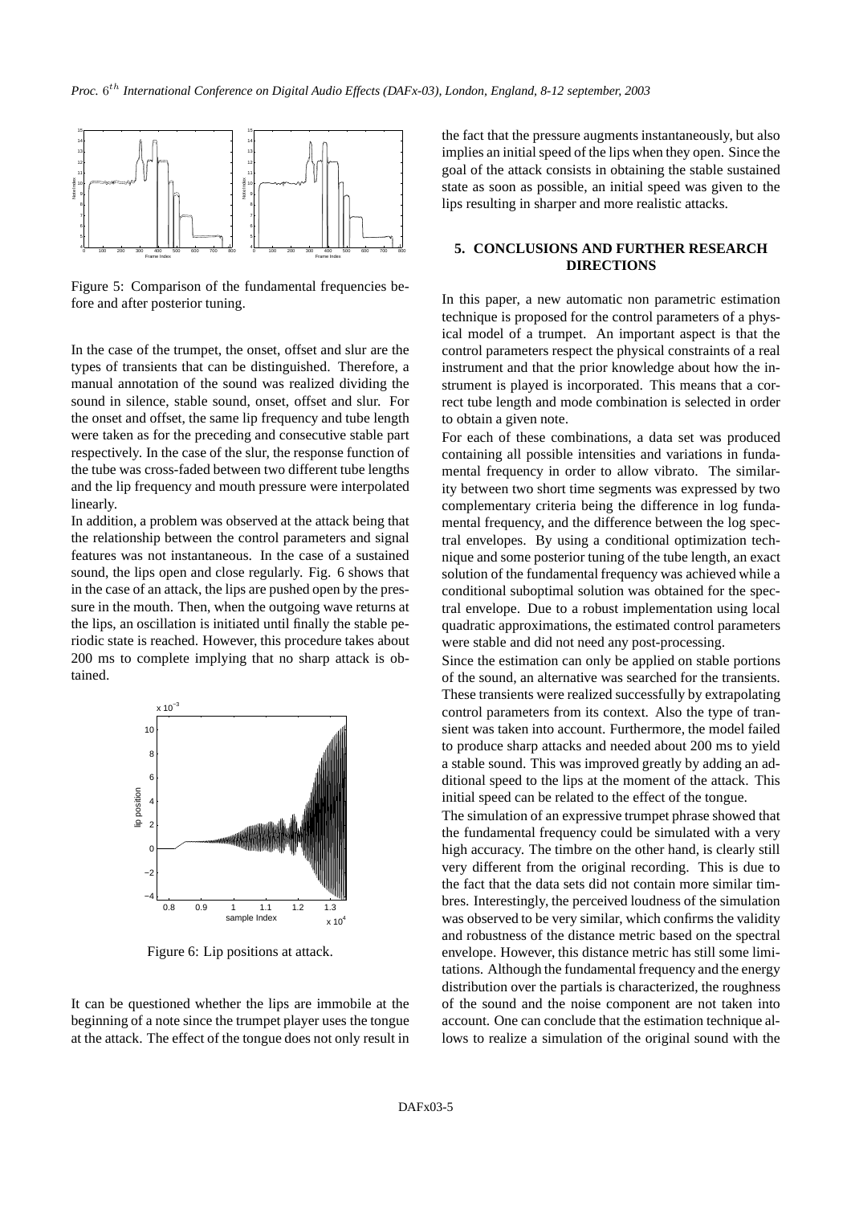Figure 5: Comparison of the fundamental frequencies before and after posterior tuning.

In the case of the trumpet, the onset, offset and slur are the types of transients that can be distinguished. Therefore, a manual annotation of the sound was realized dividing the sound in silence, stable sound, onset, offset and slur. For the onset and offset, the same lip frequency and tube length were taken as for the preceding and consecutive stable part respectively. In the case of the slur, the response function of the tube was cross-faded between two different tube lengths and the lip frequency and mouth pressure were interpolated linearly.

In addition, a problem was observed at the attack being that the relationship between the control parameters and signal features was not instantaneous. In the case of a sustained sound, the lips open and close regularly. Fig. 6 shows that in the case of an attack, the lips are pushed open by the pressure in the mouth. Then, when the outgoing wave returns at the lips, an oscillation is initiated until finally the stable periodic state is reached. However, this procedure takes about 200 ms to complete implying that no sharp attack is obtained.

Figure 6: Lip positions at attack.

It can be questioned whether the lips are immobile at the beginning of a note since the trumpet player uses the tongue at the attack. The effect of the tongue does not only result in the fact that the pressure augments instantaneously, but also implies an initial speed of the lips when they open. Since the goal of the attack consists in obtaining the stable sustained state as soon as possible, an initial speed was given to the lips resulting in sharper and more realistic attacks.

## 5. CONCLUSIONS AND FURTHER RESEARCH DIRECTIONS

In this paper, a new automatic non parametric estimation technique is proposed for the control parameters of a physical model of a trumpet. An important aspect is that the control parameters respect the physical constraints of a real instrument and that the prior knowledge about how the instrument is played is incorporated. This means that a correct tube length and mode combination is selected in order to obtain a given note.

For each of these combinations, a data set was produced containing all possible intensities and variations in fundamental frequency in order to allow vibrato. The similarity between two short time segments was expressed by two complementary criteria being the difference in log fundamental frequency, and the difference between the log spectral envelopes. By using a conditional optimization technique and some posterior tuning of the tube length, an exact solution of the fundamental frequency was achieved while a conditional suboptimal solution was obtained for the spectral envelope. Due to a robust implementation using local quadratic approximations, the estimated control parameters were stable and did not need any post-processing.

Since the estimation can only be applied on stable portions of the sound, an alternative was searched for the transients. These transients were realized successfully by extrapolating control parameters from its context. Also the type of transient was taken into account. Furthermore, the model failed to produce sharp attacks and needed about 200 ms to yield a stable sound. This was improved greatly by adding an additional speed to the lips at the moment of the attack. This initial speed can be related to the effect of the tongue.

The simulation of an expressive trumpet phrase showed that the fundamental frequency could be simulated with a very high accuracy. The timbre on the other hand, is clearly still very different from the original recording. This is due to the fact that the data sets did not contain more similar timbres. Interestingly, the perceived loudness of the simulation was observed to be very similar, which confirms the validity and robustness of the distance metric based on the spectral envelope. However, this distance metric has still some limitations. Although the fundamental frequency and the energy distribution over the partials is characterized, the roughness of the sound and the noise component are not taken into account. One can conclude that the estimation technique allows to realize a simulation of the original sound with the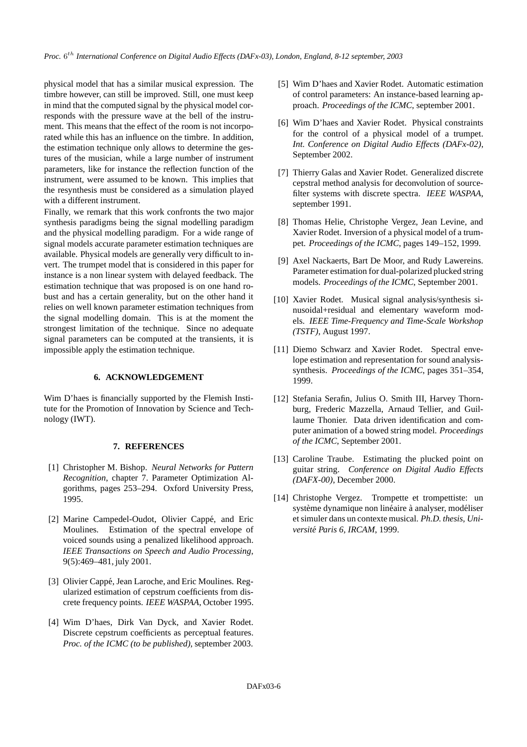physical model that has a similar musical expression. The timbre however, can still be improved. Still, one must keep in mind that the computed signal by the physical model corresponds with the pressure wave at the bell of the instrument. This means that the effect of the room is not incorporated while this has an influence on the timbre. In addition, the estimation technique only allows to determine the gestures of the musician, while a large number of instrument parameters, like for instance the reflection function of the instrument, were assumed to be known. This implies that the resynthesis must be considered as a simulation played with a different instrument.

Finally, we remark that this work confronts the two major synthesis paradigms being the signal modelling paradigm and the physical modelling paradigm. For a wide range of signal models accurate parameter estimation techniques are available. Physical models are generally very difficult to invert. The trumpet model that is considered in this paper for instance is a non linear system with delayed feedback. The estimation technique that was proposed is on one hand robust and has a certain generality, but on the other hand it relies on well known parameter estimation techniques from the signal modelling domain. This is at the moment the strongest limitation of the technique. Since no adequate signal parameters can be computed at the transients, it is impossible apply the estimation technique.

## 6. ACKNOWLEDGEMENT

Wim D'haes is financially supported by the Flemish Institute for the Promotion of Innovation by Science and Technology (IWT).

## 7. REFERENCES

[1] Christopher M. Bishop. *Neural Networks for Pattern Recognition*, chapter 7. Parameter Optimization Algorithms, pages 253–294. Oxford University Press, 1995.

[2] Marine Campedel-Oudot, Olivier Cappé, and Eric Moulines. Estimation of the spectral envelope of voiced sounds using a penalized likelihood approach. *IEEE Transactions on Speech and Audio Processing*, 9(5):469–481, july 2001.

[3] Olivier Cappé, Jean Laroche, and Eric Moulines. Regularized estimation of cepstrum coefficients from discrete frequency points. *IEEE WASPAA*, October 1995.

[4] Wim D'haes, Dirk Van Dyck, and Xavier Rodet. Discrete cepstrum coefficients as perceptual features. *Proc. of the ICMC (to be published)*, september 2003.

[5] Wim D'haes and Xavier Rodet. Automatic estimation of control parameters: An instance-based learning approach. *Proceedings of the ICMC*, september 2001.

[6] Wim D'haes and Xavier Rodet. Physical constraints for the control of a physical model of a trumpet. *Int. Conference on Digital Audio Effects (DAFx-02)*, September 2002.

[7] Thierry Galas and Xavier Rodet. Generalized discrete cepstral method analysis for deconvolution of source-filter systems with discrete spectra. *IEEE WASPAA*, september 1991.

[8] Thomas Helie, Christophe Vergez, Jean Levine, and Xavier Rodet. Inversion of a physical model of a trumpet. *Proceedings of the ICMC*, pages 149–152, 1999.

[9] Axel Nackaerts, Bart De Moor, and Rudy Lawereins. Parameter estimation for dual-polarized plucked string models. *Proceedings of the ICMC*, September 2001.

[10] Xavier Rodet. Musical signal analysis/synthesis sinusoidal+residual and elementary waveform models. *IEEE Time-Frequency and Time-Scale Workshop (TSTF)*, August 1997.

[11] Diemo Schwarz and Xavier Rodet. Spectral envelope estimation and representation for sound analysis-synthesis. *Proceedings of the ICMC*, pages 351–354, 1999.

[12] Stefania Serafin, Julius O. Smith III, Harvey Thornburg, Frederic Mazzella, Arnaud Tellier, and Guillaume Thonier. Data driven identification and computer animation of a bowed string model. *Proceedings of the ICMC*, September 2001.

[13] Caroline Traube. Estimating the plucked point on guitar string. *Conference on Digital Audio Effects (DAFX-00)*, December 2000.

[14] Christophe Vergez. Trompette et trompettiste: un système dynamique non linéaire à analyser, modéliser et simuler dans un contexte musical. *Ph.D. thesis, Université Paris 6, IRCAM*, 1999.